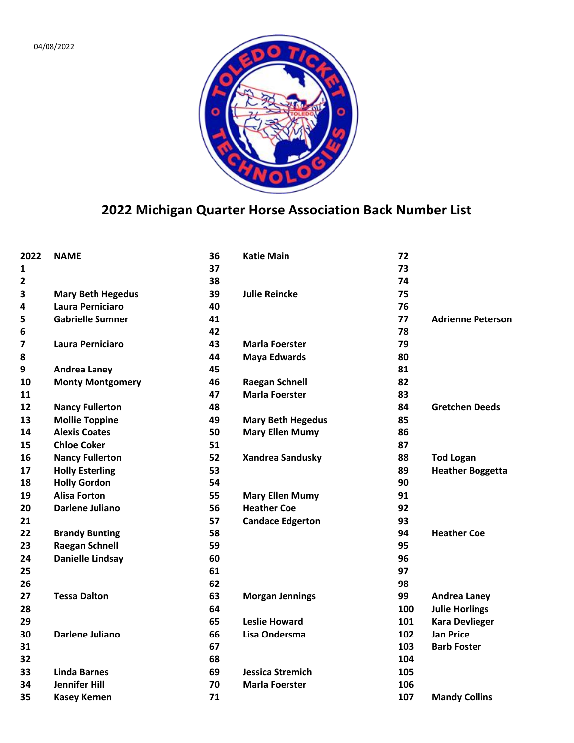04/08/2022

# 2022 Michigan Quarter Horse Association Back Number List

| 2022 | NAME |
|---|---|
| 1 | |
| 2 | |
| 3 | Mary Beth Hegedus |
| 4 | Laura Perniciaro |
| 5 | Gabrielle Sumner |
| 6 | |
| 7 | Laura Perniciaro |
| 8 | |
| 9 | Andrea Laney |
| 10 | Monty Montgomery |
| 11 | |
| 12 | Nancy Fullerton |
| 13 | Mollie Toppine |
| 14 | Alexis Coates |
| 15 | Chloe Coker |
| 16 | Nancy Fullerton |
| 17 | Holly Esterling |
| 18 | Holly Gordon |
| 19 | Alisa Forton |
| 20 | Darlene Juliano |
| 21 | |
| 22 | Brandy Bunting |
| 23 | Raegan Schnell |
| 24 | Danielle Lindsay |
| 25 | |
| 26 | |
| 27 | Tessa Dalton |
| 28 | |
| 29 | |
| 30 | Darlene Juliano |
| 31 | |
| 32 | |
| 33 | Linda Barnes |
| 34 | Jennifer Hill |
| 35 | Kasey Kernen |
| 36 | Katie Main |
| 37 | |
| 38 | |
| 39 | Julie Reincke |
| 40 | |
| 41 | |
| 42 | |
| 43 | Marla Foerster |
| 44 | Maya Edwards |
| 45 | |
| 46 | Raegan Schnell |
| 47 | Marla Foerster |
| 48 | |
| 49 | Mary Beth Hegedus |
| 50 | Mary Ellen Mumy |
| 51 | |
| 52 | Xandrea Sandusky |
| 53 | |
| 54 | |
| 55 | Mary Ellen Mumy |
| 56 | Heather Coe |
| 57 | Candace Edgerton |
| 58 | |
| 59 | |
| 60 | |
| 61 | |
| 62 | |
| 63 | Morgan Jennings |
| 64 | |
| 65 | Leslie Howard |
| 66 | Lisa Ondersma |
| 67 | |
| 68 | |
| 69 | Jessica Stremich |
| 70 | Marla Foerster |
| 71 | |
| 72 | |
| 73 | |
| 74 | |
| 75 | |
| 76 | |
| 77 | Adrienne Peterson |
| 78 | |
| 79 | |
| 80 | |
| 81 | |
| 82 | |
| 83 | |
| 84 | Gretchen Deeds |
| 85 | |
| 86 | |
| 87 | |
| 88 | Tod Logan |
| 89 | Heather Boggetta |
| 90 | |
| 91 | |
| 92 | |
| 93 | |
| 94 | Heather Coe |
| 95 | |
| 96 | |
| 97 | |
| 98 | |
| 99 | Andrea Laney |
| 100 | Julie Horlings |
| 101 | Kara Devlieger |
| 102 | Jan Price |
| 103 | Barb Foster |
| 104 | |
| 105 | |
| 106 | |
| 107 | Mandy Collins |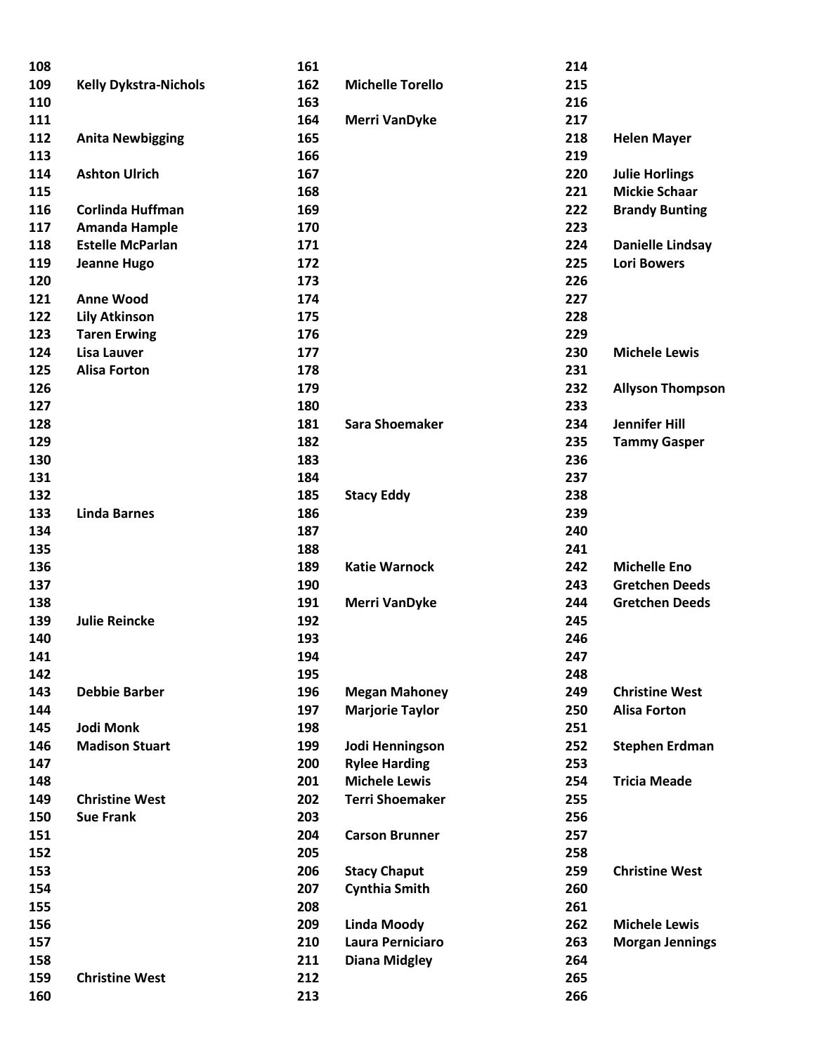| | | | | | |
|---|---|---|---|---|---|
| 108 | | 161 | | 214 | |
| 109 | Kelly Dykstra-Nichols | 162 | Michelle Torello | 215 | |
| 110 | | 163 | | 216 | |
| 111 | | 164 | Merri VanDyke | 217 | |
| 112 | Anita Newbigging | 165 | | 218 | Helen Mayer |
| 113 | | 166 | | 219 | |
| 114 | Ashton Ulrich | 167 | | 220 | Julie Horlings |
| 115 | | 168 | | 221 | Mickie Schaar |
| 116 | Corlinda Huffman | 169 | | 222 | Brandy Bunting |
| 117 | Amanda Hample | 170 | | 223 | |
| 118 | Estelle McParlan | 171 | | 224 | Danielle Lindsay |
| 119 | Jeanne Hugo | 172 | | 225 | Lori Bowers |
| 120 | | 173 | | 226 | |
| 121 | Anne Wood | 174 | | 227 | |
| 122 | Lily Atkinson | 175 | | 228 | |
| 123 | Taren Erwing | 176 | | 229 | |
| 124 | Lisa Lauver | 177 | | 230 | Michele Lewis |
| 125 | Alisa Forton | 178 | | 231 | |
| 126 | | 179 | | 232 | Allyson Thompson |
| 127 | | 180 | | 233 | |
| 128 | | 181 | Sara Shoemaker | 234 | Jennifer Hill |
| 129 | | 182 | | 235 | Tammy Gasper |
| 130 | | 183 | | 236 | |
| 131 | | 184 | | 237 | |
| 132 | | 185 | Stacy Eddy | 238 | |
| 133 | Linda Barnes | 186 | | 239 | |
| 134 | | 187 | | 240 | |
| 135 | | 188 | | 241 | |
| 136 | | 189 | Katie Warnock | 242 | Michelle Eno |
| 137 | | 190 | | 243 | Gretchen Deeds |
| 138 | | 191 | Merri VanDyke | 244 | Gretchen Deeds |
| 139 | Julie Reincke | 192 | | 245 | |
| 140 | | 193 | | 246 | |
| 141 | | 194 | | 247 | |
| 142 | | 195 | | 248 | |
| 143 | Debbie Barber | 196 | Megan Mahoney | 249 | Christine West |
| 144 | | 197 | Marjorie Taylor | 250 | Alisa Forton |
| 145 | Jodi Monk | 198 | | 251 | |
| 146 | Madison Stuart | 199 | Jodi Henningson | 252 | Stephen Erdman |
| 147 | | 200 | Rylee Harding | 253 | |
| 148 | | 201 | Michele Lewis | 254 | Tricia Meade |
| 149 | Christine West | 202 | Terri Shoemaker | 255 | |
| 150 | Sue Frank | 203 | | 256 | |
| 151 | | 204 | Carson Brunner | 257 | |
| 152 | | 205 | | 258 | |
| 153 | | 206 | Stacy Chaput | 259 | Christine West |
| 154 | | 207 | Cynthia Smith | 260 | |
| 155 | | 208 | | 261 | |
| 156 | | 209 | Linda Moody | 262 | Michele Lewis |
| 157 | | 210 | Laura Perniciaro | 263 | Morgan Jennings |
| 158 | | 211 | Diana Midgley | 264 | |
| 159 | Christine West | 212 | | 265 | |
| 160 | | 213 | | 266 | |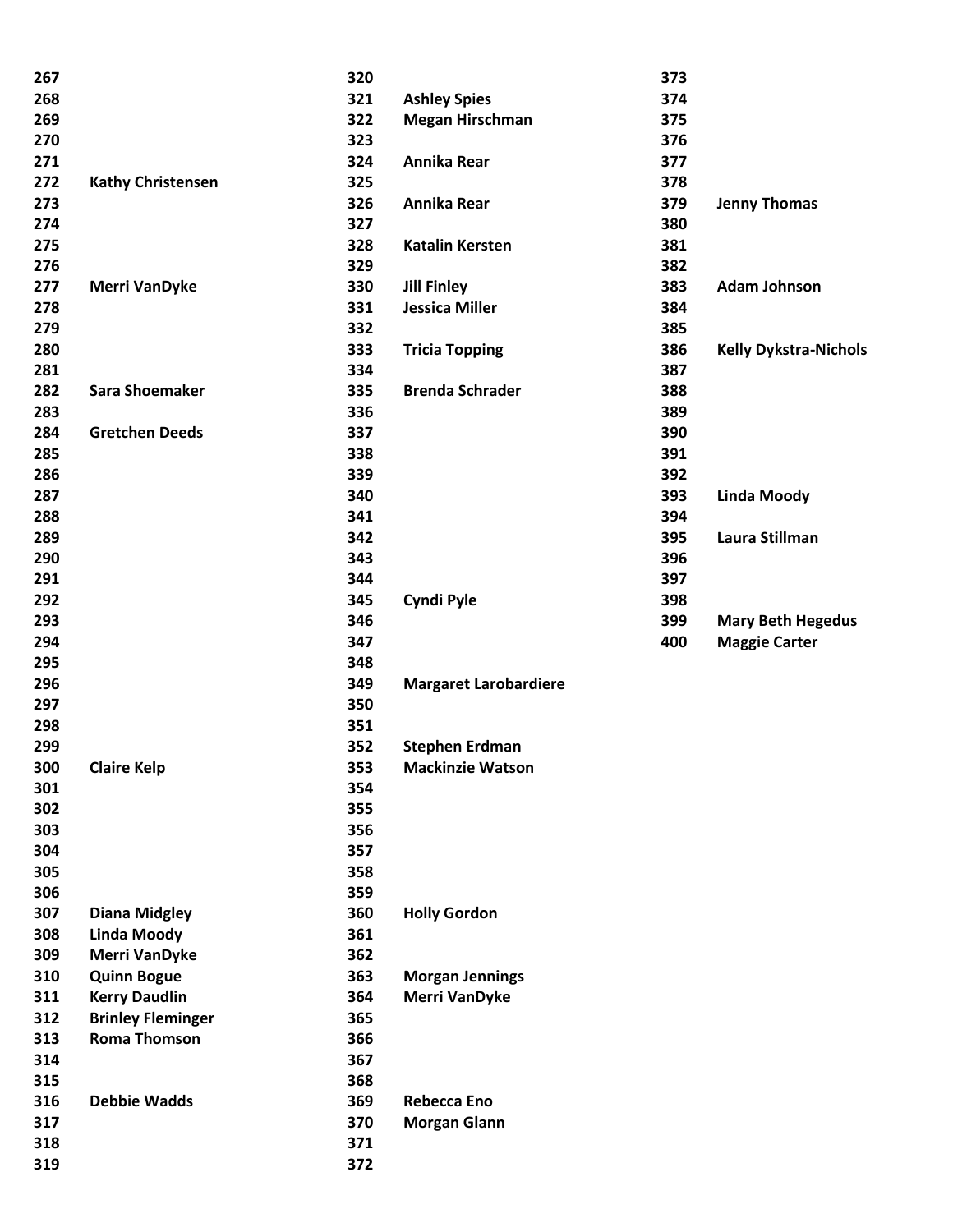| | | | | | |
|---|---|---|---|---|---|
| 267 | | 320 | | 373 | |
| 268 | | 321 | **Ashley Spies** | 374 | |
| 269 | | 322 | **Megan Hirschman** | 375 | |
| 270 | | 323 | | 376 | |
| 271 | | 324 | **Annika Rear** | 377 | |
| 272 | **Kathy Christensen** | 325 | | 378 | |
| 273 | | 326 | **Annika Rear** | 379 | **Jenny Thomas** |
| 274 | | 327 | | 380 | |
| 275 | | 328 | **Katalin Kersten** | 381 | |
| 276 | | 329 | | 382 | |
| 277 | **Merri VanDyke** | 330 | **Jill Finley** | 383 | **Adam Johnson** |
| 278 | | 331 | **Jessica Miller** | 384 | |
| 279 | | 332 | | 385 | |
| 280 | | 333 | **Tricia Topping** | 386 | **Kelly Dykstra-Nichols** |
| 281 | | 334 | | 387 | |
| 282 | **Sara Shoemaker** | 335 | **Brenda Schrader** | 388 | |
| 283 | | 336 | | 389 | |
| 284 | **Gretchen Deeds** | 337 | | 390 | |
| 285 | | 338 | | 391 | |
| 286 | | 339 | | 392 | |
| 287 | | 340 | | 393 | **Linda Moody** |
| 288 | | 341 | | 394 | |
| 289 | | 342 | | 395 | **Laura Stillman** |
| 290 | | 343 | | 396 | |
| 291 | | 344 | | 397 | |
| 292 | | 345 | **Cyndi Pyle** | 398 | |
| 293 | | 346 | | 399 | **Mary Beth Hegedus** |
| 294 | | 347 | | 400 | **Maggie Carter** |
| 295 | | 348 | | | |
| 296 | | 349 | **Margaret Larobardiere** | | |
| 297 | | 350 | | | |
| 298 | | 351 | | | |
| 299 | | 352 | **Stephen Erdman** | | |
| 300 | **Claire Kelp** | 353 | **Mackinzie Watson** | | |
| 301 | | 354 | | | |
| 302 | | 355 | | | |
| 303 | | 356 | | | |
| 304 | | 357 | | | |
| 305 | | 358 | | | |
| 306 | | 359 | | | |
| 307 | **Diana Midgley** | 360 | **Holly Gordon** | | |
| 308 | **Linda Moody** | 361 | | | |
| 309 | **Merri VanDyke** | 362 | | | |
| 310 | **Quinn Bogue** | 363 | **Morgan Jennings** | | |
| 311 | **Kerry Daudlin** | 364 | **Merri VanDyke** | | |
| 312 | **Brinley Fleminger** | 365 | | | |
| 313 | **Roma Thomson** | 366 | | | |
| 314 | | 367 | | | |
| 315 | | 368 | | | |
| 316 | **Debbie Wadds** | 369 | **Rebecca Eno** | | |
| 317 | | 370 | **Morgan Glann** | | |
| 318 | | 371 | | | |
| 319 | | 372 | | | |